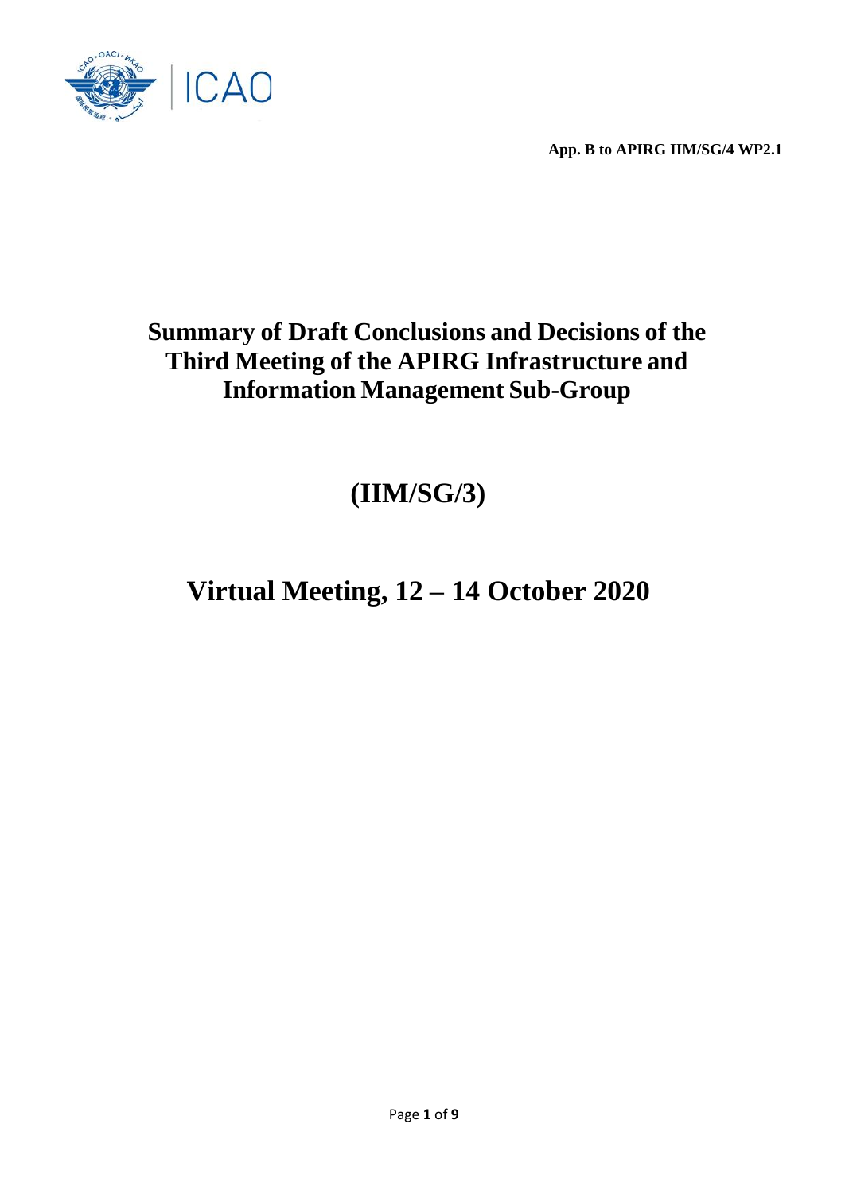**App. B to APIRG IIM/SG/4 WP2.1**

# Summary of Draft Conclusions and Decisions of the Third Meeting of the APIRG Infrastructure and Information Management Sub-Group

# (IIM/SG/3)

# Virtual Meeting, 12 – 14 October 2020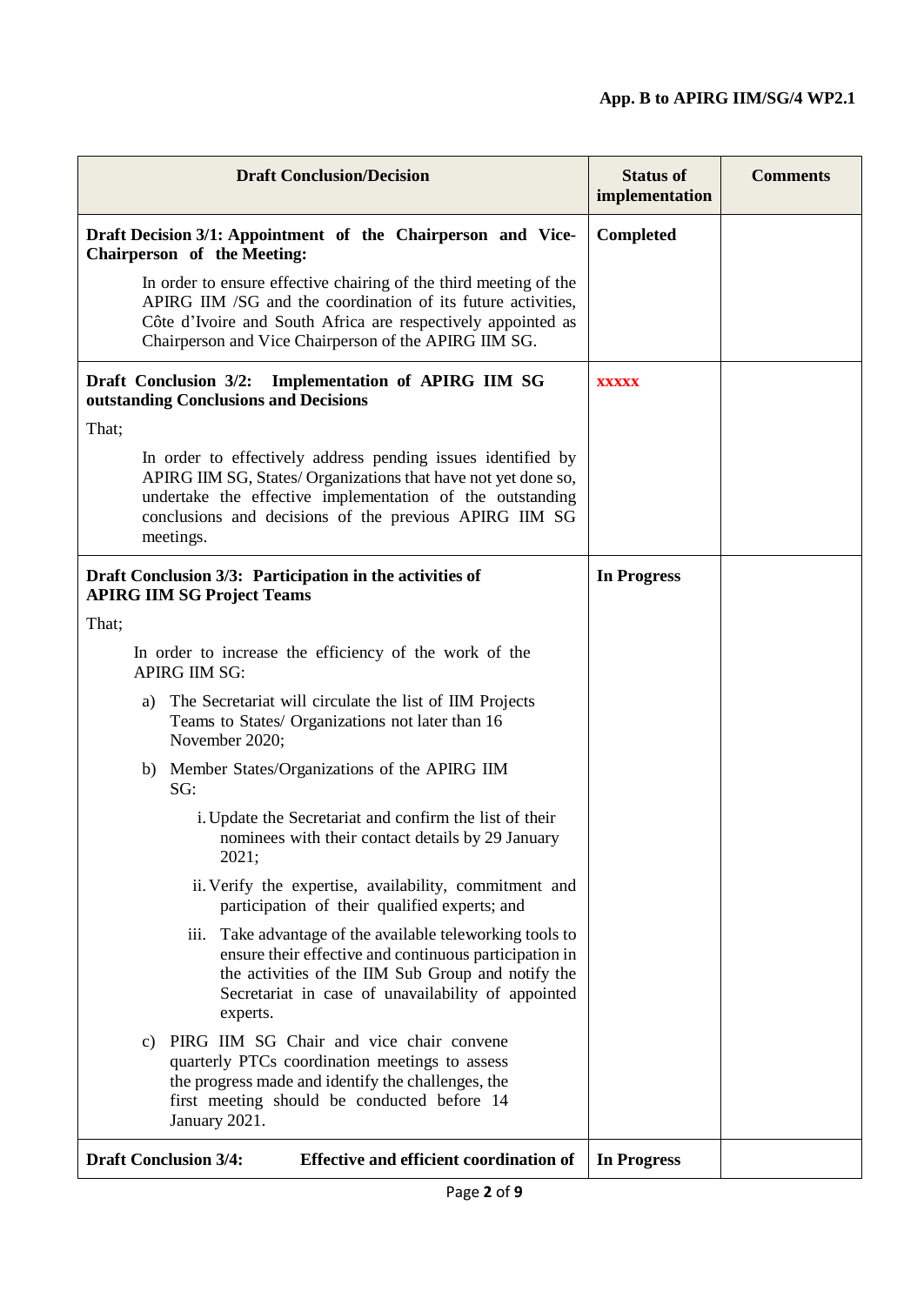**App. B to APIRG IIM/SG/4 WP2.1**

| Draft Conclusion/Decision | Status of implementation | Comments |
|---|---|---|
| **Draft Decision 3/1: Appointment of the Chairperson and Vice-Chairperson of the Meeting:**<br><br>In order to ensure effective chairing of the third meeting of the APIRG IIM /SG and the coordination of its future activities, Côte d'Ivoire and South Africa are respectively appointed as Chairperson and Vice Chairperson of the APIRG IIM SG. | **Completed** | |
| **Draft Conclusion 3/2: Implementation of APIRG IIM SG outstanding Conclusions and Decisions**<br><br>That;<br><br>In order to effectively address pending issues identified by APIRG IIM SG, States/ Organizations that have not yet done so, undertake the effective implementation of the outstanding conclusions and decisions of the previous APIRG IIM SG meetings. | **xxxxx** | |
| **Draft Conclusion 3/3: Participation in the activities of APIRG IIM SG Project Teams**<br><br>That;<br><br>In order to increase the efficiency of the work of the APIRG IIM SG:<br><br>a) The Secretariat will circulate the list of IIM Projects Teams to States/ Organizations not later than 16 November 2020;<br><br>b) Member States/Organizations of the APIRG IIM SG:<br><br>i. Update the Secretariat and confirm the list of their nominees with their contact details by 29 January 2021;<br><br>ii. Verify the expertise, availability, commitment and participation of their qualified experts; and<br><br>iii. Take advantage of the available teleworking tools to ensure their effective and continuous participation in the activities of the IIM Sub Group and notify the Secretariat in case of unavailability of appointed experts.<br><br>c) PIRG IIM SG Chair and vice chair convene quarterly PTCs coordination meetings to assess the progress made and identify the challenges, the first meeting should be conducted before 14 January 2021. | **In Progress** | |
| **Draft Conclusion 3/4: Effective and efficient coordination of** | **In Progress** | |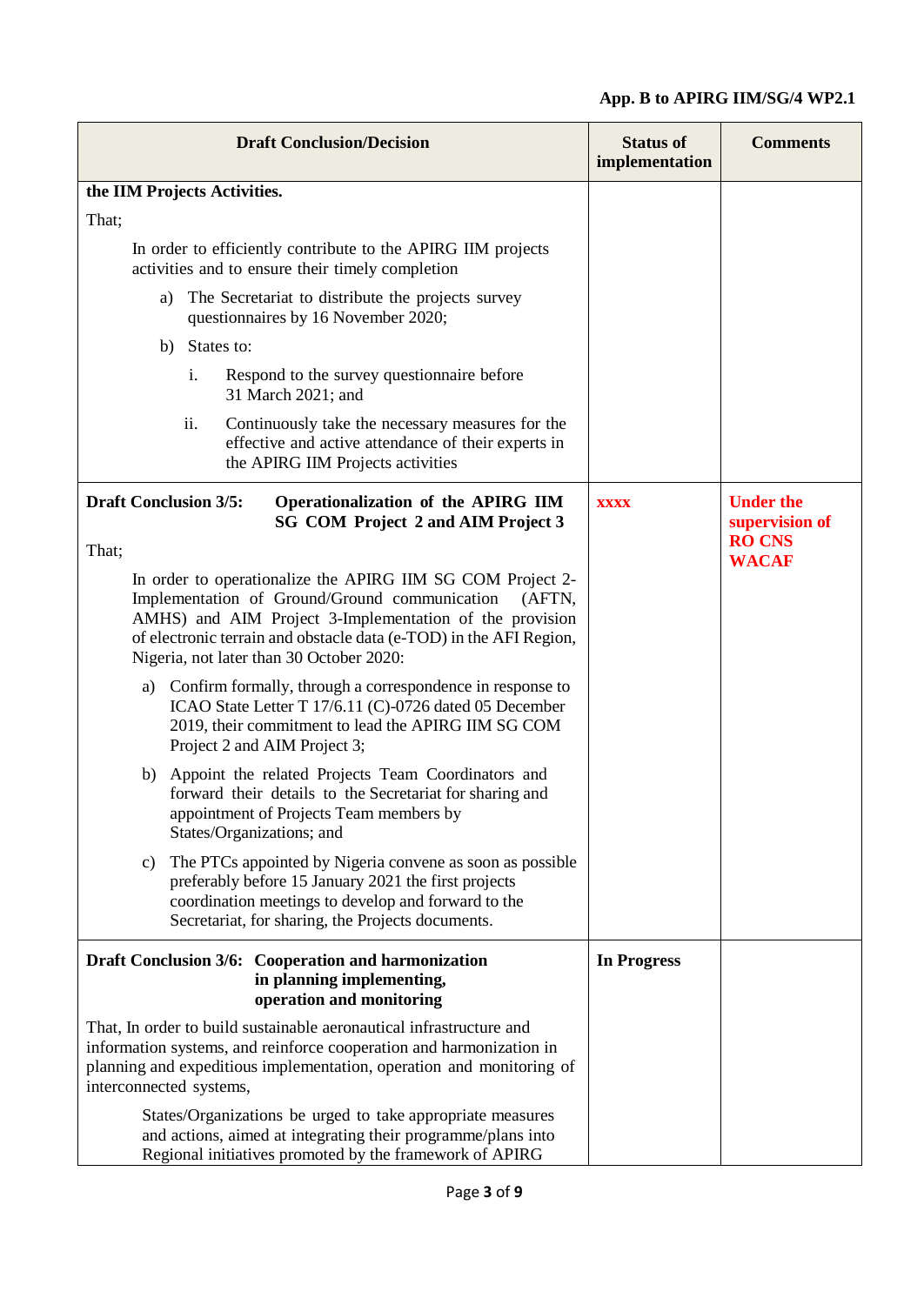| Draft Conclusion/Decision | Status of implementation | Comments |
|---|---|---|
| **the IIM Projects Activities.**<br><br>That;<br><br>In order to efficiently contribute to the APIRG IIM projects activities and to ensure their timely completion<br><br>a) The Secretariat to distribute the projects survey questionnaires by 16 November 2020;<br><br>b) States to:<br><br>i. Respond to the survey questionnaire before 31 March 2021; and<br><br>ii. Continuously take the necessary measures for the effective and active attendance of their experts in the APIRG IIM Projects activities | | |
| **Draft Conclusion 3/5: Operationalization of the APIRG IIM SG COM Project 2 and AIM Project 3**<br><br>That;<br><br>In order to operationalize the APIRG IIM SG COM Project 2-Implementation of Ground/Ground communication (AFTN, AMHS) and AIM Project 3-Implementation of the provision of electronic terrain and obstacle data (e-TOD) in the AFI Region, Nigeria, not later than 30 October 2020:<br><br>a) Confirm formally, through a correspondence in response to ICAO State Letter T 17/6.11 (C)-0726 dated 05 December 2019, their commitment to lead the APIRG IIM SG COM Project 2 and AIM Project 3;<br><br>b) Appoint the related Projects Team Coordinators and forward their details to the Secretariat for sharing and appointment of Projects Team members by States/Organizations; and<br><br>c) The PTCs appointed by Nigeria convene as soon as possible preferably before 15 January 2021 the first projects coordination meetings to develop and forward to the Secretariat, for sharing, the Projects documents. | **xxxx** | **Under the supervision of RO CNS WACAF** |
| **Draft Conclusion 3/6: Cooperation and harmonization in planning implementing, operation and monitoring**<br><br>That, In order to build sustainable aeronautical infrastructure and information systems, and reinforce cooperation and harmonization in planning and expeditious implementation, operation and monitoring of interconnected systems,<br><br>States/Organizations be urged to take appropriate measures and actions, aimed at integrating their programme/plans into Regional initiatives promoted by the framework of APIRG | **In Progress** | |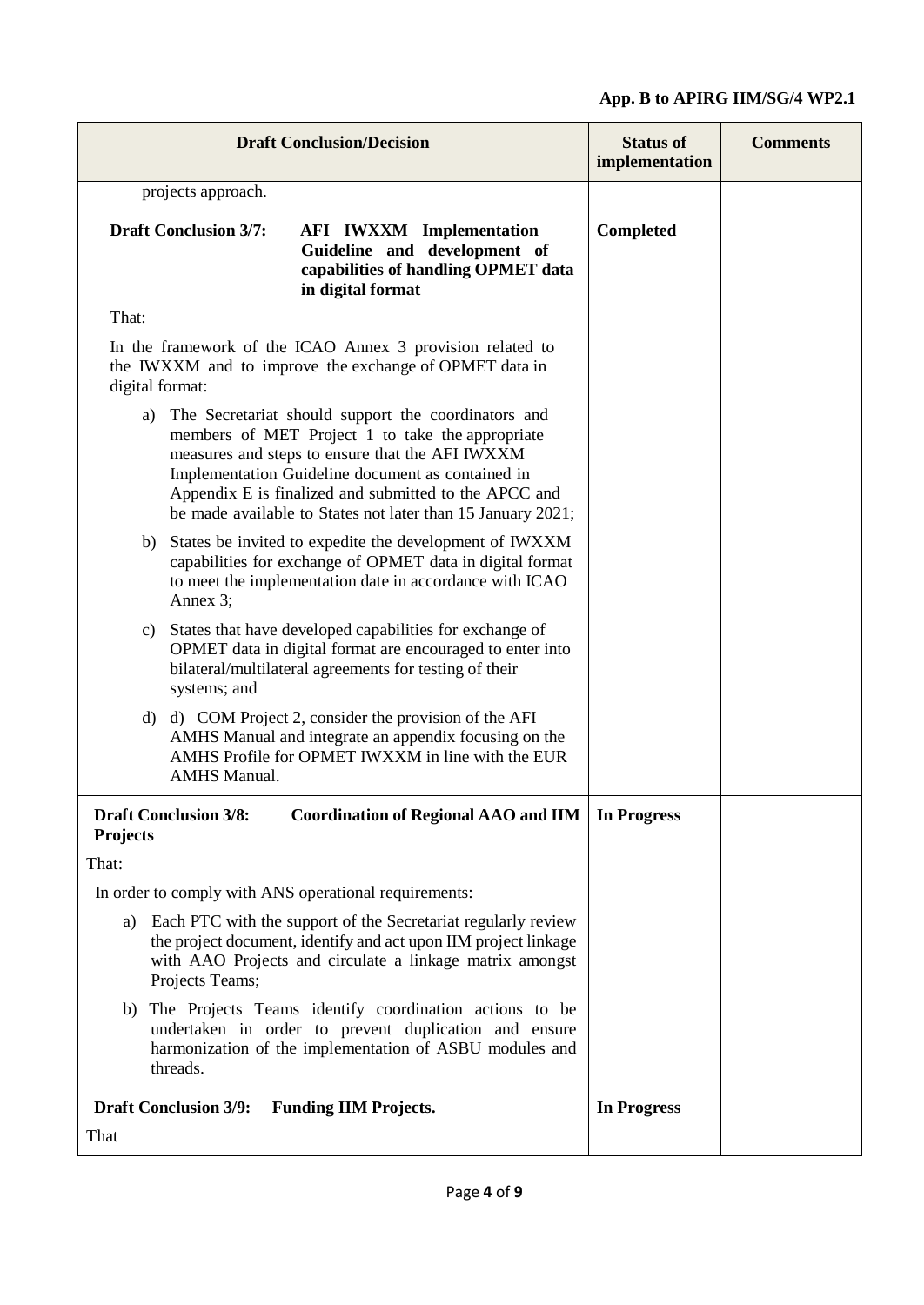| Draft Conclusion/Decision | Status of implementation | Comments |
|---|---|---|
| projects approach. | | |
| **Draft Conclusion 3/7: AFI IWXXM Implementation Guideline and development of capabilities of handling OPMET data in digital format**<br><br>That:<br><br>In the framework of the ICAO Annex 3 provision related to the IWXXM and to improve the exchange of OPMET data in digital format:<br><br>a) The Secretariat should support the coordinators and members of MET Project 1 to take the appropriate measures and steps to ensure that the AFI IWXXM Implementation Guideline document as contained in Appendix E is finalized and submitted to the APCC and be made available to States not later than 15 January 2021;<br><br>b) States be invited to expedite the development of IWXXM capabilities for exchange of OPMET data in digital format to meet the implementation date in accordance with ICAO Annex 3;<br><br>c) States that have developed capabilities for exchange of OPMET data in digital format are encouraged to enter into bilateral/multilateral agreements for testing of their systems; and<br><br>d) d) COM Project 2, consider the provision of the AFI AMHS Manual and integrate an appendix focusing on the AMHS Profile for OPMET IWXXM in line with the EUR AMHS Manual. | **Completed** | |
| **Draft Conclusion 3/8: Coordination of Regional AAO and IIM Projects**<br><br>That:<br><br>In order to comply with ANS operational requirements:<br><br>a) Each PTC with the support of the Secretariat regularly review the project document, identify and act upon IIM project linkage with AAO Projects and circulate a linkage matrix amongst Projects Teams;<br><br>b) The Projects Teams identify coordination actions to be undertaken in order to prevent duplication and ensure harmonization of the implementation of ASBU modules and threads. | **In Progress** | |
| **Draft Conclusion 3/9: Funding IIM Projects.**<br><br>That | **In Progress** | |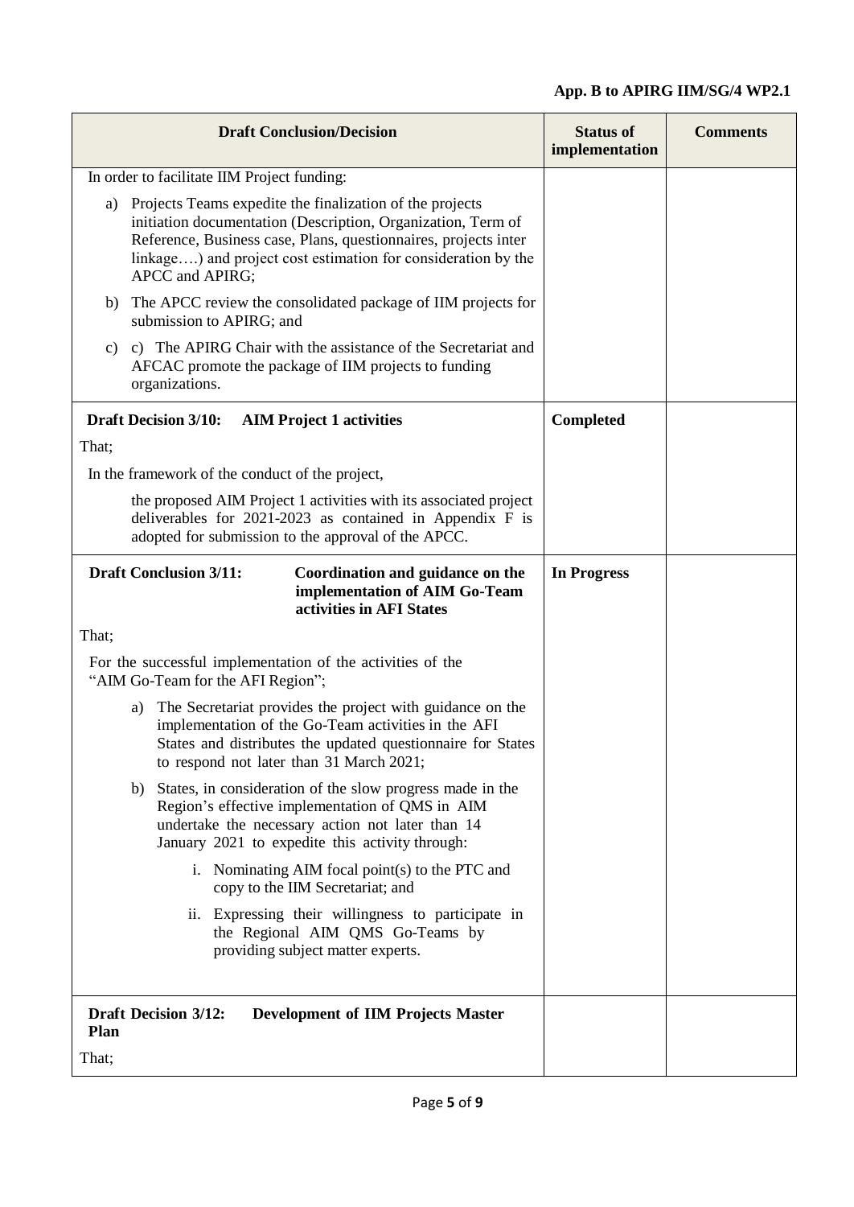**App. B to APIRG IIM/SG/4 WP2.1**

| Draft Conclusion/Decision | Status of implementation | Comments |
|---|---|---|
| In order to facilitate IIM Project funding:<br>a) Projects Teams expedite the finalization of the projects initiation documentation (Description, Organization, Term of Reference, Business case, Plans, questionnaires, projects inter linkage….) and project cost estimation for consideration by the APCC and APIRG;<br>b) The APCC review the consolidated package of IIM projects for submission to APIRG; and<br>c) c) The APIRG Chair with the assistance of the Secretariat and AFCAC promote the package of IIM projects to funding organizations. | | |
| **Draft Decision 3/10: AIM Project 1 activities**<br>That;<br>In the framework of the conduct of the project,<br>the proposed AIM Project 1 activities with its associated project deliverables for 2021-2023 as contained in Appendix F is adopted for submission to the approval of the APCC. | **Completed** | |
| **Draft Conclusion 3/11: Coordination and guidance on the implementation of AIM Go-Team activities in AFI States**<br>That;<br>For the successful implementation of the activities of the "AIM Go-Team for the AFI Region";<br>a) The Secretariat provides the project with guidance on the implementation of the Go-Team activities in the AFI States and distributes the updated questionnaire for States to respond not later than 31 March 2021;<br>b) States, in consideration of the slow progress made in the Region's effective implementation of QMS in AIM undertake the necessary action not later than 14 January 2021 to expedite this activity through:<br>i. Nominating AIM focal point(s) to the PTC and copy to the IIM Secretariat; and<br>ii. Expressing their willingness to participate in the Regional AIM QMS Go-Teams by providing subject matter experts. | **In Progress** | |
| **Draft Decision 3/12: Development of IIM Projects Master Plan**<br>That; | | |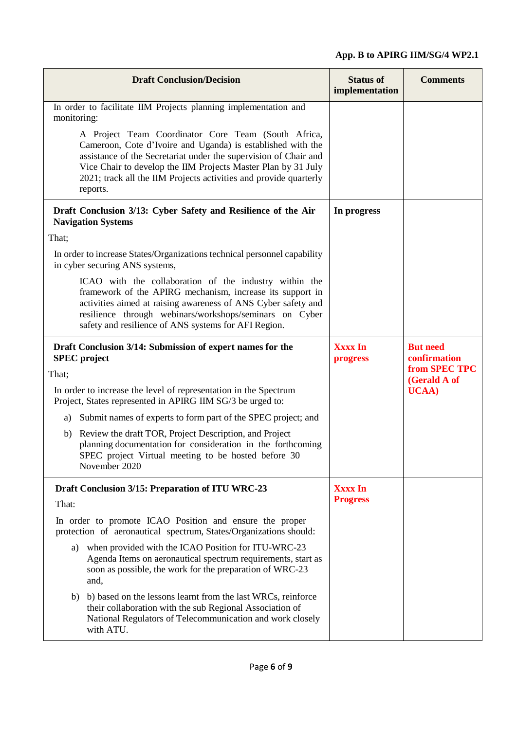App. B to APIRG IIM/SG/4 WP2.1

| Draft Conclusion/Decision | Status of implementation | Comments |
|---|---|---|
| In order to facilitate IIM Projects planning implementation and monitoring:<br><br>A Project Team Coordinator Core Team (South Africa, Cameroon, Cote d'Ivoire and Uganda) is established with the assistance of the Secretariat under the supervision of Chair and Vice Chair to develop the IIM Projects Master Plan by 31 July 2021; track all the IIM Projects activities and provide quarterly reports. | | |
| **Draft Conclusion 3/13: Cyber Safety and Resilience of the Air Navigation Systems**<br><br>That;<br><br>In order to increase States/Organizations technical personnel capability in cyber securing ANS systems,<br><br>ICAO with the collaboration of the industry within the framework of the APIRG mechanism, increase its support in activities aimed at raising awareness of ANS Cyber safety and resilience through webinars/workshops/seminars on Cyber safety and resilience of ANS systems for AFI Region. | **In progress** | |
| **Draft Conclusion 3/14: Submission of expert names for the SPEC project**<br><br>That;<br><br>In order to increase the level of representation in the Spectrum Project, States represented in APIRG IIM SG/3 be urged to:<br><br>a) Submit names of experts to form part of the SPEC project; and<br><br>b) Review the draft TOR, Project Description, and Project planning documentation for consideration in the forthcoming SPEC project Virtual meeting to be hosted before 30 November 2020 | **Xxxx In progress** | **But need confirmation from SPEC TPC (Gerald A of UCAA)** |
| **Draft Conclusion 3/15: Preparation of ITU WRC-23**<br><br>That:<br><br>In order to promote ICAO Position and ensure the proper protection of aeronautical spectrum, States/Organizations should:<br><br>a) when provided with the ICAO Position for ITU-WRC-23 Agenda Items on aeronautical spectrum requirements, start as soon as possible, the work for the preparation of WRC-23 and,<br><br>b) b) based on the lessons learnt from the last WRCs, reinforce their collaboration with the sub Regional Association of National Regulators of Telecommunication and work closely with ATU. | **Xxxx In Progress** | |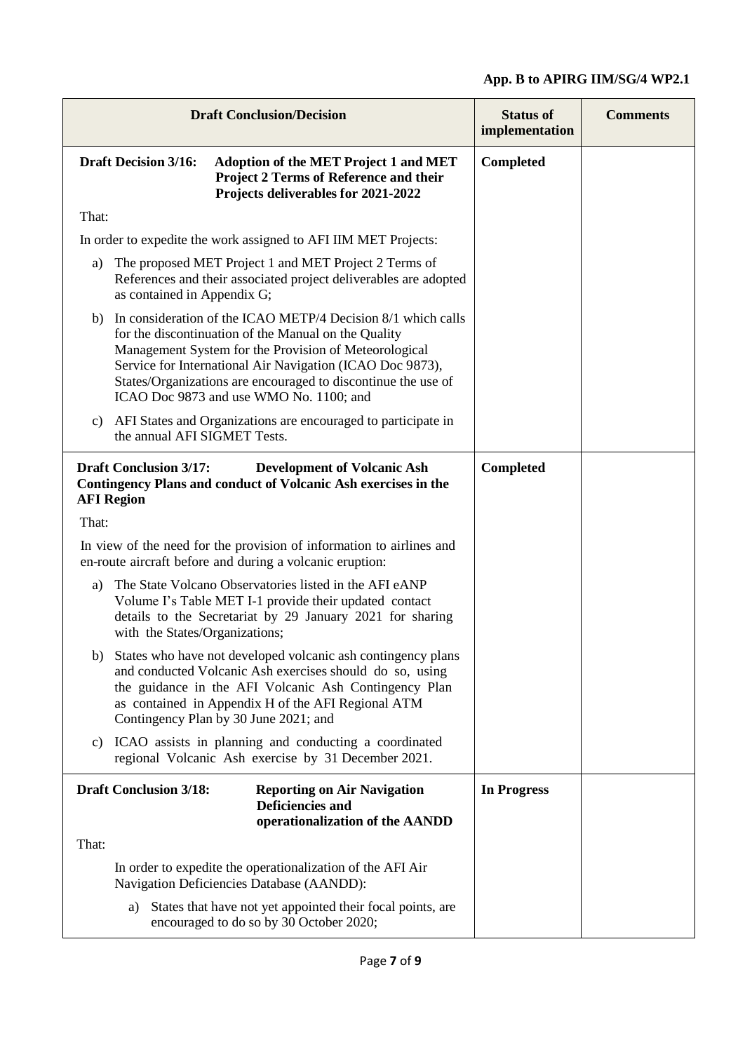App. B to APIRG IIM/SG/4 WP2.1

| Draft Conclusion/Decision | Status of implementation | Comments |
|---|---|---|
| **Draft Decision 3/16: Adoption of the MET Project 1 and MET Project 2 Terms of Reference and their Projects deliverables for 2021-2022**<br><br>That:<br><br>In order to expedite the work assigned to AFI IIM MET Projects:<br><br>a) The proposed MET Project 1 and MET Project 2 Terms of References and their associated project deliverables are adopted as contained in Appendix G;<br><br>b) In consideration of the ICAO METP/4 Decision 8/1 which calls for the discontinuation of the Manual on the Quality Management System for the Provision of Meteorological Service for International Air Navigation (ICAO Doc 9873), States/Organizations are encouraged to discontinue the use of ICAO Doc 9873 and use WMO No. 1100; and<br><br>c) AFI States and Organizations are encouraged to participate in the annual AFI SIGMET Tests. | **Completed** | |
| **Draft Conclusion 3/17: Development of Volcanic Ash Contingency Plans and conduct of Volcanic Ash exercises in the AFI Region**<br><br>That:<br><br>In view of the need for the provision of information to airlines and en-route aircraft before and during a volcanic eruption:<br><br>a) The State Volcano Observatories listed in the AFI eANP Volume I's Table MET I-1 provide their updated contact details to the Secretariat by 29 January 2021 for sharing with the States/Organizations;<br><br>b) States who have not developed volcanic ash contingency plans and conducted Volcanic Ash exercises should do so, using the guidance in the AFI Volcanic Ash Contingency Plan as contained in Appendix H of the AFI Regional ATM Contingency Plan by 30 June 2021; and<br><br>c) ICAO assists in planning and conducting a coordinated regional Volcanic Ash exercise by 31 December 2021. | **Completed** | |
| **Draft Conclusion 3/18: Reporting on Air Navigation Deficiencies and operationalization of the AANDD**<br><br>That:<br><br>In order to expedite the operationalization of the AFI Air Navigation Deficiencies Database (AANDD):<br><br>a) States that have not yet appointed their focal points, are encouraged to do so by 30 October 2020; | **In Progress** | |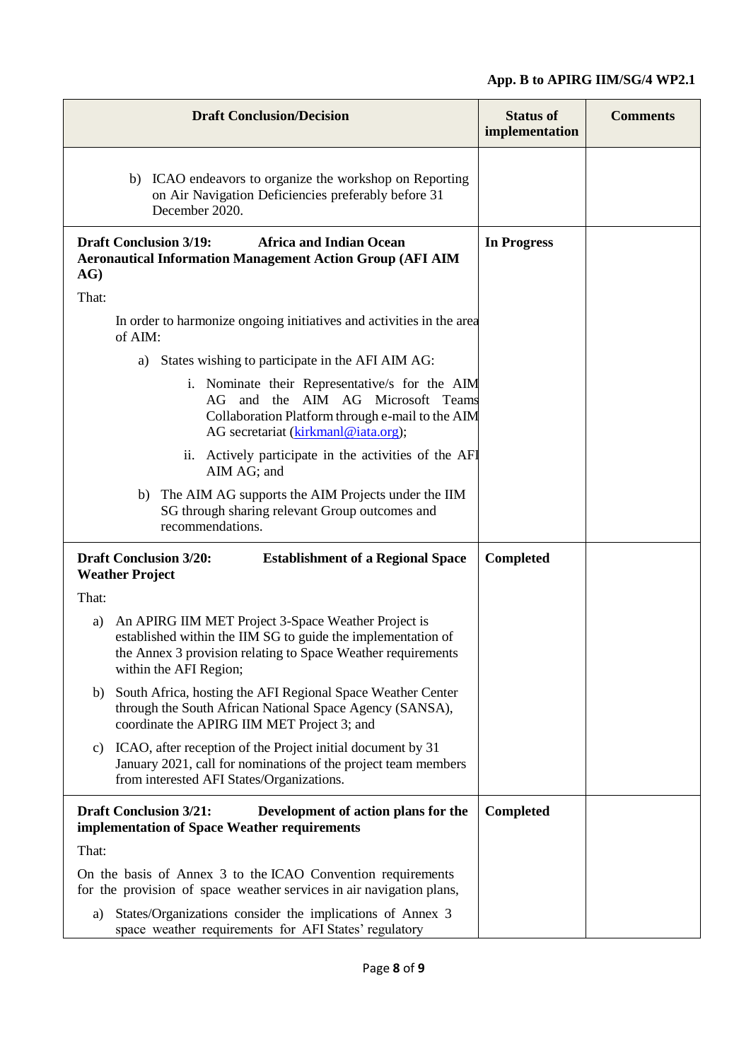| Draft Conclusion/Decision | Status of implementation | Comments |
|---|---|---|
| b) ICAO endeavors to organize the workshop on Reporting on Air Navigation Deficiencies preferably before 31 December 2020. | | |
| **Draft Conclusion 3/19: Africa and Indian Ocean Aeronautical Information Management Action Group (AFI AIM AG)**<br>That:<br>In order to harmonize ongoing initiatives and activities in the area of AIM:<br>a) States wishing to participate in the AFI AIM AG:<br>i. Nominate their Representative/s for the AIM AG and the AIM AG Microsoft Teams Collaboration Platform through e-mail to the AIM AG secretariat (kirkmanl@iata.org);<br>ii. Actively participate in the activities of the AFI AIM AG; and<br>b) The AIM AG supports the AIM Projects under the IIM SG through sharing relevant Group outcomes and recommendations. | **In Progress** | |
| **Draft Conclusion 3/20: Establishment of a Regional Space Weather Project**<br>That:<br>a) An APIRG IIM MET Project 3-Space Weather Project is established within the IIM SG to guide the implementation of the Annex 3 provision relating to Space Weather requirements within the AFI Region;<br>b) South Africa, hosting the AFI Regional Space Weather Center through the South African National Space Agency (SANSA), coordinate the APIRG IIM MET Project 3; and<br>c) ICAO, after reception of the Project initial document by 31 January 2021, call for nominations of the project team members from interested AFI States/Organizations. | **Completed** | |
| **Draft Conclusion 3/21: Development of action plans for the implementation of Space Weather requirements**<br>That:<br>On the basis of Annex 3 to the ICAO Convention requirements for the provision of space weather services in air navigation plans,<br>a) States/Organizations consider the implications of Annex 3 space weather requirements for AFI States' regulatory | **Completed** | |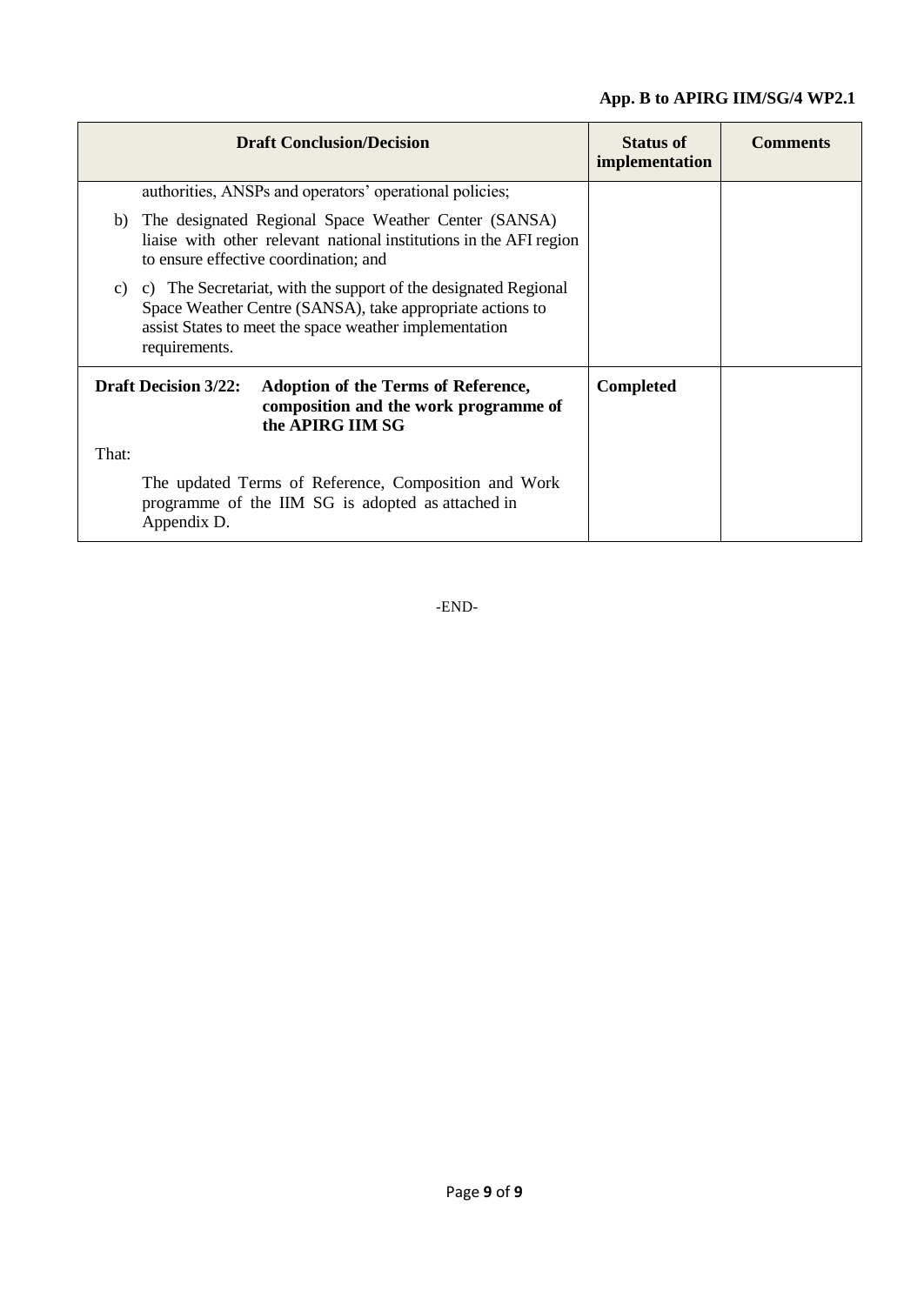**App. B to APIRG IIM/SG/4 WP2.1**

| Draft Conclusion/Decision | Status of implementation | Comments |
|---|---|---|
| authorities, ANSPs and operators' operational policies;<br>b) The designated Regional Space Weather Center (SANSA) liaise with other relevant national institutions in the AFI region to ensure effective coordination; and<br>c) c) The Secretariat, with the support of the designated Regional Space Weather Centre (SANSA), take appropriate actions to assist States to meet the space weather implementation requirements. | | |
| **Draft Decision 3/22: Adoption of the Terms of Reference, composition and the work programme of the APIRG IIM SG**<br>That:<br>The updated Terms of Reference, Composition and Work programme of the IIM SG is adopted as attached in Appendix D. | **Completed** | |

-END-